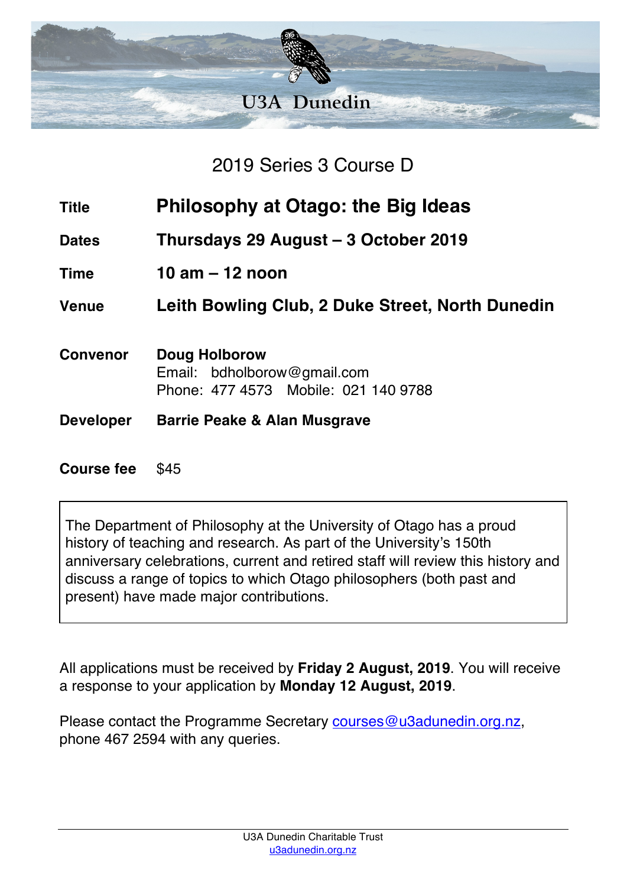# U3A Dunedin

## 2019 Series 3 Course D

| | |
|---|---|
| **Title** | **Philosophy at Otago: the Big Ideas** |
| **Dates** | **Thursdays 29 August – 3 October 2019** |
| **Time** | **10 am – 12 noon** |
| **Venue** | **Leith Bowling Club, 2 Duke Street, North Dunedin** |
| **Convenor** | **Doug Holborow**<br>Email: bdholborow@gmail.com<br>Phone: 477 4573 Mobile: 021 140 9788 |
| **Developer** | **Barrie Peake & Alan Musgrave** |
| **Course fee** | $45 |

The Department of Philosophy at the University of Otago has a proud history of teaching and research. As part of the University's 150th anniversary celebrations, current and retired staff will review this history and discuss a range of topics to which Otago philosophers (both past and present) have made major contributions.

All applications must be received by **Friday 2 August, 2019**. You will receive a response to your application by **Monday 12 August, 2019**.

Please contact the Programme Secretary courses@u3adunedin.org.nz, phone 467 2594 with any queries.

U3A Dunedin Charitable Trust
u3adunedin.org.nz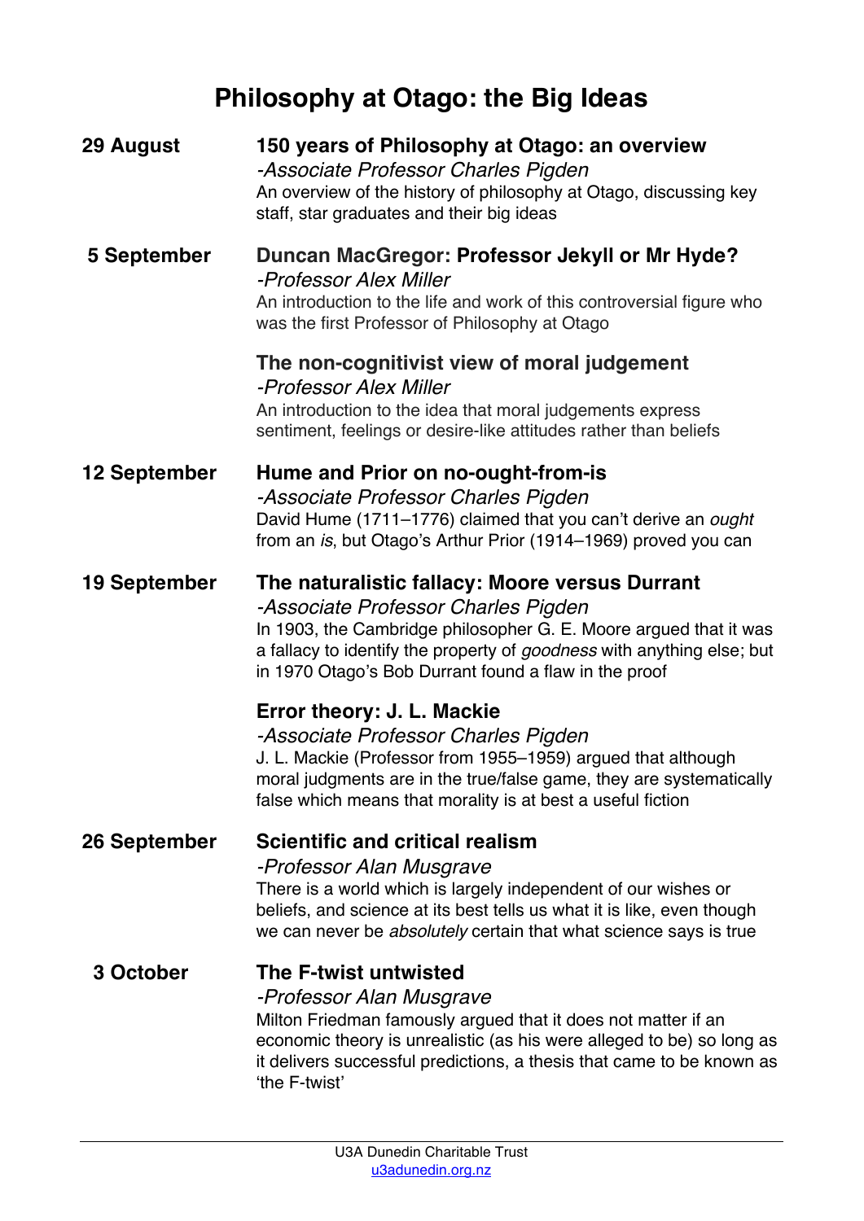# Philosophy at Otago: the Big Ideas

**29 August**

**150 years of Philosophy at Otago: an overview**
*-Associate Professor Charles Pigden*
An overview of the history of philosophy at Otago, discussing key staff, star graduates and their big ideas

**5 September**

**Duncan MacGregor: Professor Jekyll or Mr Hyde?**
*-Professor Alex Miller*
An introduction to the life and work of this controversial figure who was the first Professor of Philosophy at Otago

**The non-cognitivist view of moral judgement**
*-Professor Alex Miller*
An introduction to the idea that moral judgements express sentiment, feelings or desire-like attitudes rather than beliefs

**12 September**

**Hume and Prior on no-ought-from-is**
*-Associate Professor Charles Pigden*
David Hume (1711–1776) claimed that you can't derive an *ought* from an *is*, but Otago's Arthur Prior (1914–1969) proved you can

**19 September**

**The naturalistic fallacy: Moore versus Durrant**
*-Associate Professor Charles Pigden*
In 1903, the Cambridge philosopher G. E. Moore argued that it was a fallacy to identify the property of *goodness* with anything else; but in 1970 Otago's Bob Durrant found a flaw in the proof

**Error theory: J. L. Mackie**
*-Associate Professor Charles Pigden*
J. L. Mackie (Professor from 1955–1959) argued that although moral judgments are in the true/false game, they are systematically false which means that morality is at best a useful fiction

**26 September**

**Scientific and critical realism**
*-Professor Alan Musgrave*
There is a world which is largely independent of our wishes or beliefs, and science at its best tells us what it is like, even though we can never be *absolutely* certain that what science says is true

**3 October**

**The F-twist untwisted**
*-Professor Alan Musgrave*
Milton Friedman famously argued that it does not matter if an economic theory is unrealistic (as his were alleged to be) so long as it delivers successful predictions, a thesis that came to be known as 'the F-twist'

---

U3A Dunedin Charitable Trust
u3adunedin.org.nz